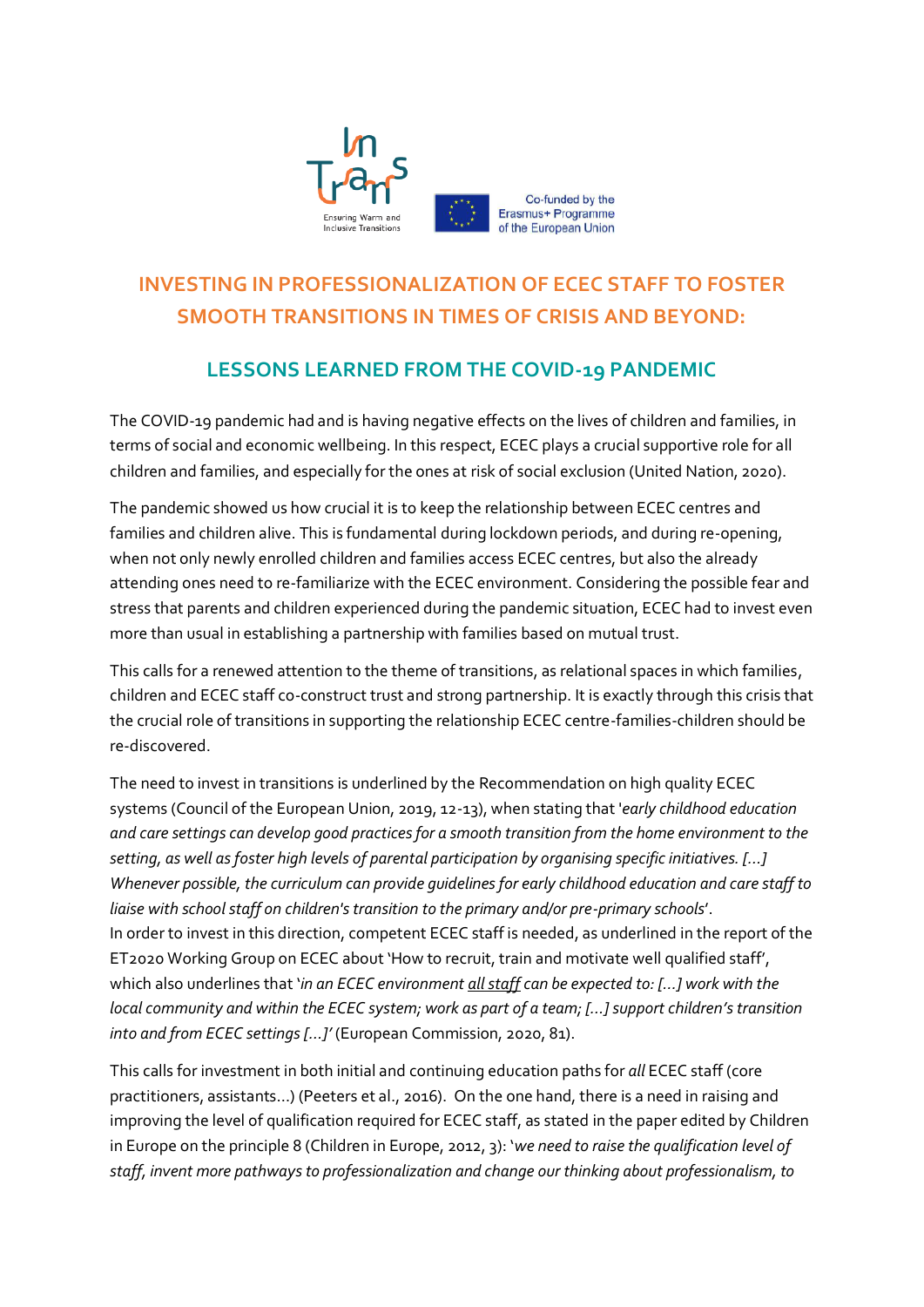# INVESTING IN PROFESSIONALIZATION OF ECEC STAFF TO FOSTER SMOOTH TRANSITIONS IN TIMES OF CRISIS AND BEYOND:

## LESSONS LEARNED FROM THE COVID-19 PANDEMIC

The COVID-19 pandemic had and is having negative effects on the lives of children and families, in terms of social and economic wellbeing. In this respect, ECEC plays a crucial supportive role for all children and families, and especially for the ones at risk of social exclusion (United Nation, 2020).

The pandemic showed us how crucial it is to keep the relationship between ECEC centres and families and children alive. This is fundamental during lockdown periods, and during re-opening, when not only newly enrolled children and families access ECEC centres, but also the already attending ones need to re-familiarize with the ECEC environment. Considering the possible fear and stress that parents and children experienced during the pandemic situation, ECEC had to invest even more than usual in establishing a partnership with families based on mutual trust.

This calls for a renewed attention to the theme of transitions, as relational spaces in which families, children and ECEC staff co-construct trust and strong partnership. It is exactly through this crisis that the crucial role of transitions in supporting the relationship ECEC centre-families-children should be re-discovered.

The need to invest in transitions is underlined by the Recommendation on high quality ECEC systems (Council of the European Union, 2019, 12-13), when stating that '*early childhood education and care settings can develop good practices for a smooth transition from the home environment to the setting, as well as foster high levels of parental participation by organising specific initiatives. [...] Whenever possible, the curriculum can provide guidelines for early childhood education and care staff to liaise with school staff on children's transition to the primary and/or pre-primary schools*'.
In order to invest in this direction, competent ECEC staff is needed, as underlined in the report of the ET2020 Working Group on ECEC about 'How to recruit, train and motivate well qualified staff', which also underlines that '*in an ECEC environment <u>all staff</u> can be expected to: [...] work with the local community and within the ECEC system; work as part of a team; [...] support children's transition into and from ECEC settings [...]*' (European Commission, 2020, 81).

This calls for investment in both initial and continuing education paths for *all* ECEC staff (core practitioners, assistants...) (Peeters et al., 2016). On the one hand, there is a need in raising and improving the level of qualification required for ECEC staff, as stated in the paper edited by Children in Europe on the principle 8 (Children in Europe, 2012, 3): '*we need to raise the qualification level of staff, invent more pathways to professionalization and change our thinking about professionalism, to*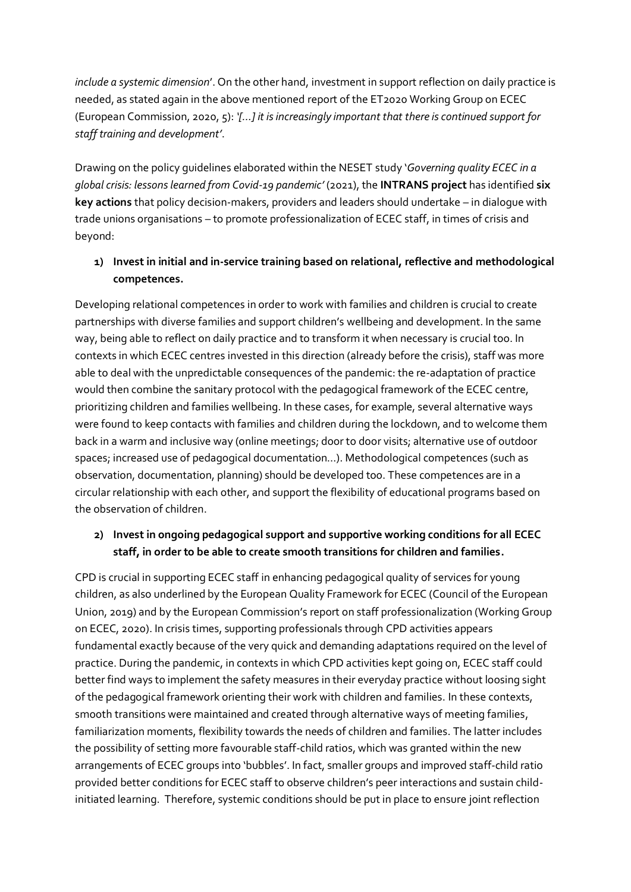*include a systemic dimension*'. On the other hand, investment in support reflection on daily practice is needed, as stated again in the above mentioned report of the ET2020 Working Group on ECEC (European Commission, 2020, 5): *'[…] it is increasingly important that there is continued support for staff training and development'*.

Drawing on the policy guidelines elaborated within the NESET study '*Governing quality ECEC in a global crisis: lessons learned from Covid-19 pandemic'* (2021), the **INTRANS project** has identified **six key actions** that policy decision-makers, providers and leaders should undertake – in dialogue with trade unions organisations – to promote professionalization of ECEC staff, in times of crisis and beyond:

**1) Invest in initial and in-service training based on relational, reflective and methodological competences.**

Developing relational competences in order to work with families and children is crucial to create partnerships with diverse families and support children's wellbeing and development. In the same way, being able to reflect on daily practice and to transform it when necessary is crucial too. In contexts in which ECEC centres invested in this direction (already before the crisis), staff was more able to deal with the unpredictable consequences of the pandemic: the re-adaptation of practice would then combine the sanitary protocol with the pedagogical framework of the ECEC centre, prioritizing children and families wellbeing. In these cases, for example, several alternative ways were found to keep contacts with families and children during the lockdown, and to welcome them back in a warm and inclusive way (online meetings; door to door visits; alternative use of outdoor spaces; increased use of pedagogical documentation…). Methodological competences (such as observation, documentation, planning) should be developed too. These competences are in a circular relationship with each other, and support the flexibility of educational programs based on the observation of children.

**2) Invest in ongoing pedagogical support and supportive working conditions for all ECEC staff, in order to be able to create smooth transitions for children and families.**

CPD is crucial in supporting ECEC staff in enhancing pedagogical quality of services for young children, as also underlined by the European Quality Framework for ECEC (Council of the European Union, 2019) and by the European Commission's report on staff professionalization (Working Group on ECEC, 2020). In crisis times, supporting professionals through CPD activities appears fundamental exactly because of the very quick and demanding adaptations required on the level of practice. During the pandemic, in contexts in which CPD activities kept going on, ECEC staff could better find ways to implement the safety measures in their everyday practice without loosing sight of the pedagogical framework orienting their work with children and families. In these contexts, smooth transitions were maintained and created through alternative ways of meeting families, familiarization moments, flexibility towards the needs of children and families. The latter includes the possibility of setting more favourable staff-child ratios, which was granted within the new arrangements of ECEC groups into 'bubbles'. In fact, smaller groups and improved staff-child ratio provided better conditions for ECEC staff to observe children's peer interactions and sustain child-initiated learning. Therefore, systemic conditions should be put in place to ensure joint reflection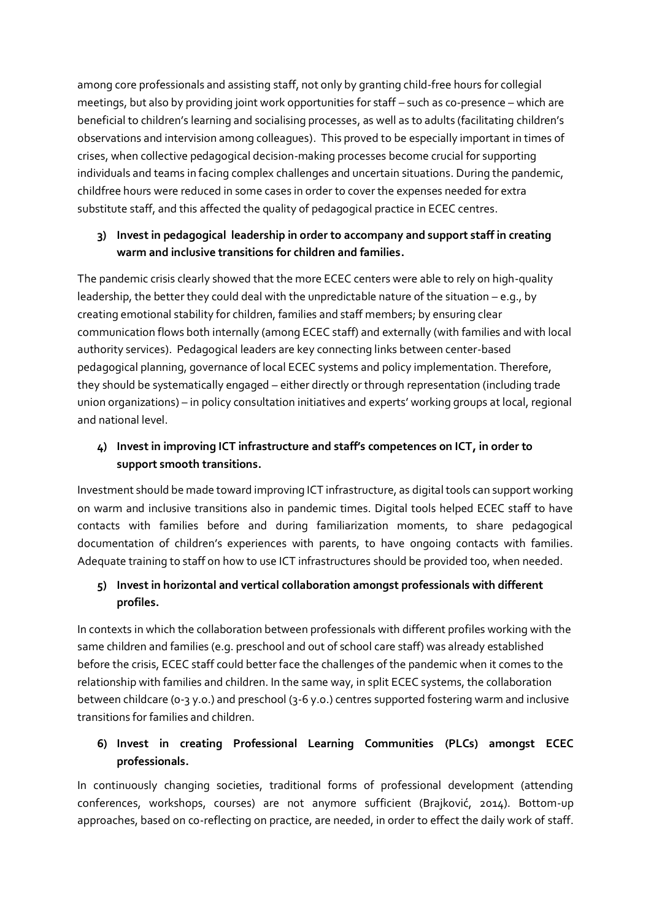among core professionals and assisting staff, not only by granting child-free hours for collegial meetings, but also by providing joint work opportunities for staff – such as co-presence – which are beneficial to children's learning and socialising processes, as well as to adults (facilitating children's observations and intervision among colleagues). This proved to be especially important in times of crises, when collective pedagogical decision-making processes become crucial for supporting individuals and teams in facing complex challenges and uncertain situations. During the pandemic, childfree hours were reduced in some cases in order to cover the expenses needed for extra substitute staff, and this affected the quality of pedagogical practice in ECEC centres.

3) **Invest in pedagogical leadership in order to accompany and support staff in creating warm and inclusive transitions for children and families.**

The pandemic crisis clearly showed that the more ECEC centers were able to rely on high-quality leadership, the better they could deal with the unpredictable nature of the situation – e.g., by creating emotional stability for children, families and staff members; by ensuring clear communication flows both internally (among ECEC staff) and externally (with families and with local authority services). Pedagogical leaders are key connecting links between center-based pedagogical planning, governance of local ECEC systems and policy implementation. Therefore, they should be systematically engaged – either directly or through representation (including trade union organizations) – in policy consultation initiatives and experts' working groups at local, regional and national level.

4) **Invest in improving ICT infrastructure and staff's competences on ICT, in order to support smooth transitions.**

Investment should be made toward improving ICT infrastructure, as digital tools can support working on warm and inclusive transitions also in pandemic times. Digital tools helped ECEC staff to have contacts with families before and during familiarization moments, to share pedagogical documentation of children's experiences with parents, to have ongoing contacts with families. Adequate training to staff on how to use ICT infrastructures should be provided too, when needed.

5) **Invest in horizontal and vertical collaboration amongst professionals with different profiles.**

In contexts in which the collaboration between professionals with different profiles working with the same children and families (e.g. preschool and out of school care staff) was already established before the crisis, ECEC staff could better face the challenges of the pandemic when it comes to the relationship with families and children. In the same way, in split ECEC systems, the collaboration between childcare (0-3 y.o.) and preschool (3-6 y.o.) centres supported fostering warm and inclusive transitions for families and children.

6) **Invest in creating Professional Learning Communities (PLCs) amongst ECEC professionals.**

In continuously changing societies, traditional forms of professional development (attending conferences, workshops, courses) are not anymore sufficient (Brajković, 2014). Bottom-up approaches, based on co-reflecting on practice, are needed, in order to effect the daily work of staff.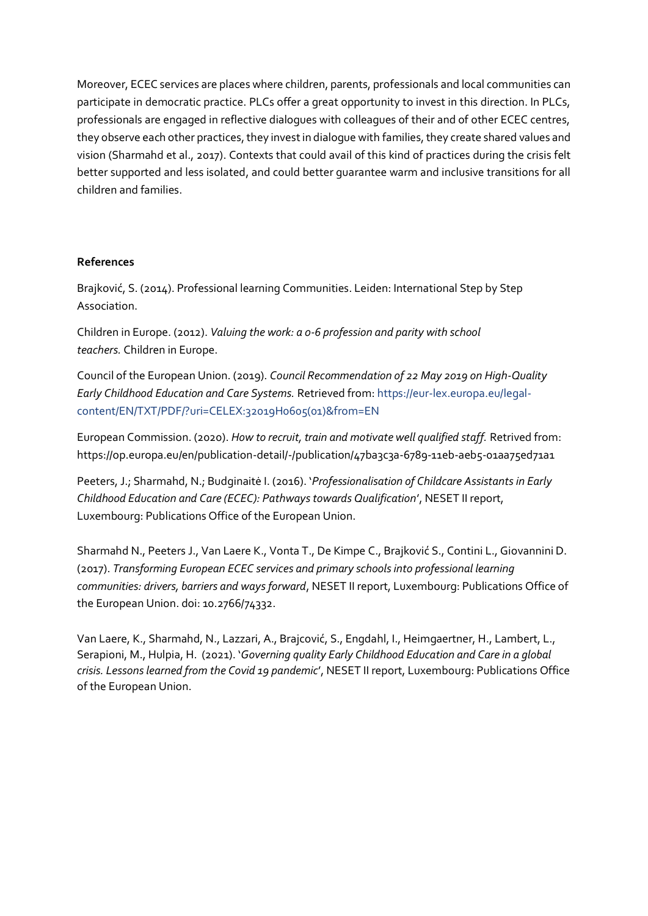Moreover, ECEC services are places where children, parents, professionals and local communities can participate in democratic practice. PLCs offer a great opportunity to invest in this direction. In PLCs, professionals are engaged in reflective dialogues with colleagues of their and of other ECEC centres, they observe each other practices, they invest in dialogue with families, they create shared values and vision (Sharmahd et al., 2017). Contexts that could avail of this kind of practices during the crisis felt better supported and less isolated, and could better guarantee warm and inclusive transitions for all children and families.

**References**

Brajković, S. (2014). Professional learning Communities. Leiden: International Step by Step Association.

Children in Europe. (2012). *Valuing the work: a 0-6 profession and parity with school teachers.* Children in Europe.

Council of the European Union. (2019). *Council Recommendation of 22 May 2019 on High-Quality Early Childhood Education and Care Systems.* Retrieved from: https://eur-lex.europa.eu/legal-content/EN/TXT/PDF/?uri=CELEX:32019H0605(01)&from=EN

European Commission. (2020). *How to recruit, train and motivate well qualified staff.* Retrived from: https://op.europa.eu/en/publication-detail/-/publication/47ba3c3a-6789-11eb-aeb5-01aa75ed71a1

Peeters, J.; Sharmahd, N.; Budginaitė I. (2016). '*Professionalisation of Childcare Assistants in Early Childhood Education and Care (ECEC): Pathways towards Qualification*', NESET II report, Luxembourg: Publications Office of the European Union.

Sharmahd N., Peeters J., Van Laere K., Vonta T., De Kimpe C., Brajković S., Contini L., Giovannini D. (2017). *Transforming European ECEC services and primary schools into professional learning communities: drivers, barriers and ways forward*, NESET II report, Luxembourg: Publications Office of the European Union. doi: 10.2766/74332.

Van Laere, K., Sharmahd, N., Lazzari, A., Brajcović, S., Engdahl, I., Heimgaertner, H., Lambert, L., Serapioni, M., Hulpia, H. (2021). '*Governing quality Early Childhood Education and Care in a global crisis. Lessons learned from the Covid 19 pandemic*', NESET II report, Luxembourg: Publications Office of the European Union.